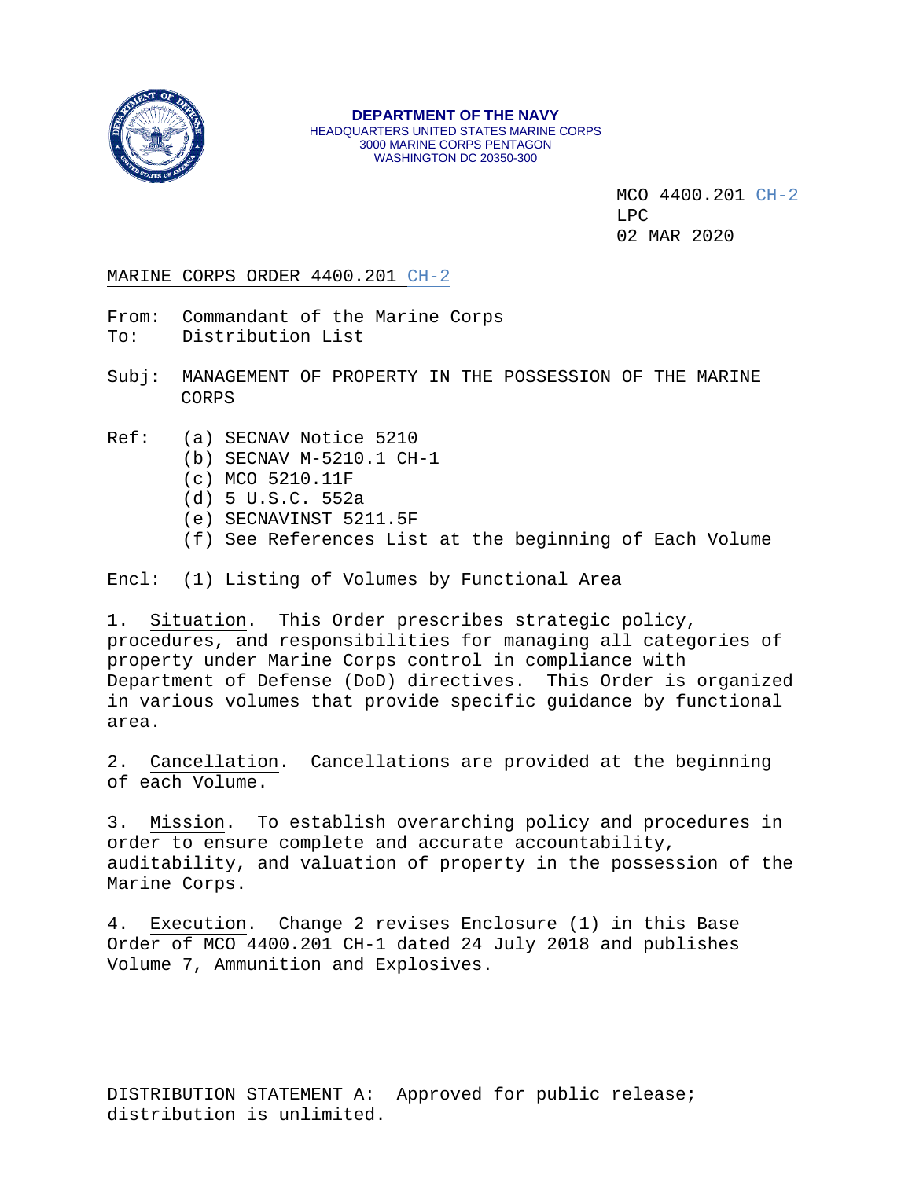DEPARTMENT OF THE NAVY
HEADQUARTERS UNITED STATES MARINE CORPS
3000 MARINE CORPS PENTAGON
WASHINGTON DC 20350-300

MCO 4400.201 CH-2
LPC
02 MAR 2020

MARINE CORPS ORDER 4400.201 CH-2

From: Commandant of the Marine Corps
To: Distribution List

Subj: MANAGEMENT OF PROPERTY IN THE POSSESSION OF THE MARINE CORPS

Ref: (a) SECNAV Notice 5210
(b) SECNAV M-5210.1 CH-1
(c) MCO 5210.11F
(d) 5 U.S.C. 552a
(e) SECNAVINST 5211.5F
(f) See References List at the beginning of Each Volume

Encl: (1) Listing of Volumes by Functional Area

1. Situation. This Order prescribes strategic policy, procedures, and responsibilities for managing all categories of property under Marine Corps control in compliance with Department of Defense (DoD) directives. This Order is organized in various volumes that provide specific guidance by functional area.

2. Cancellation. Cancellations are provided at the beginning of each Volume.

3. Mission. To establish overarching policy and procedures in order to ensure complete and accurate accountability, auditability, and valuation of property in the possession of the Marine Corps.

4. Execution. Change 2 revises Enclosure (1) in this Base Order of MCO 4400.201 CH-1 dated 24 July 2018 and publishes Volume 7, Ammunition and Explosives.

DISTRIBUTION STATEMENT A: Approved for public release; distribution is unlimited.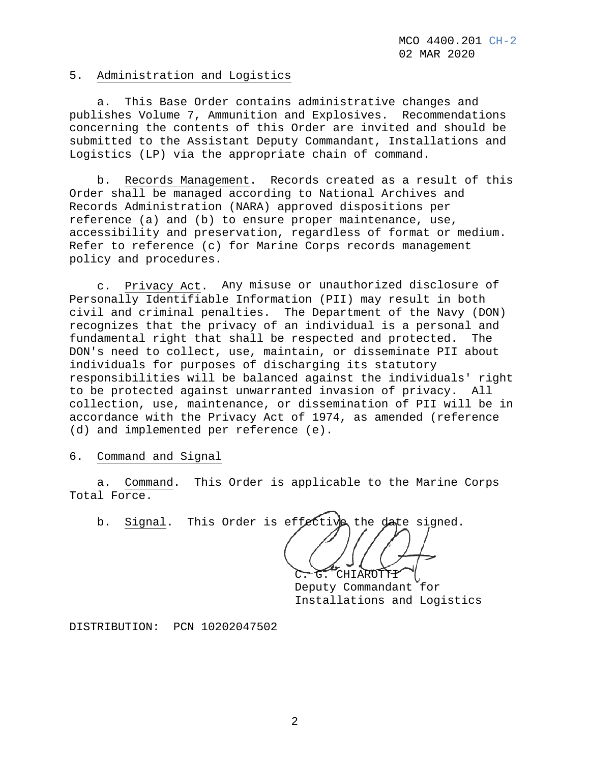5. Administration and Logistics

a. This Base Order contains administrative changes and publishes Volume 7, Ammunition and Explosives. Recommendations concerning the contents of this Order are invited and should be submitted to the Assistant Deputy Commandant, Installations and Logistics (LP) via the appropriate chain of command.

b. Records Management. Records created as a result of this Order shall be managed according to National Archives and Records Administration (NARA) approved dispositions per reference (a) and (b) to ensure proper maintenance, use, accessibility and preservation, regardless of format or medium. Refer to reference (c) for Marine Corps records management policy and procedures.

c. Privacy Act. Any misuse or unauthorized disclosure of Personally Identifiable Information (PII) may result in both civil and criminal penalties. The Department of the Navy (DON) recognizes that the privacy of an individual is a personal and fundamental right that shall be respected and protected. The DON's need to collect, use, maintain, or disseminate PII about individuals for purposes of discharging its statutory responsibilities will be balanced against the individuals' right to be protected against unwarranted invasion of privacy. All collection, use, maintenance, or dissemination of PII will be in accordance with the Privacy Act of 1974, as amended (reference (d) and implemented per reference (e).

6. Command and Signal

a. Command. This Order is applicable to the Marine Corps Total Force.

b. Signal. This Order is effective the date signed.

C. G. CHIAROTTI
Deputy Commandant for
Installations and Logistics

DISTRIBUTION: PCN 10202047502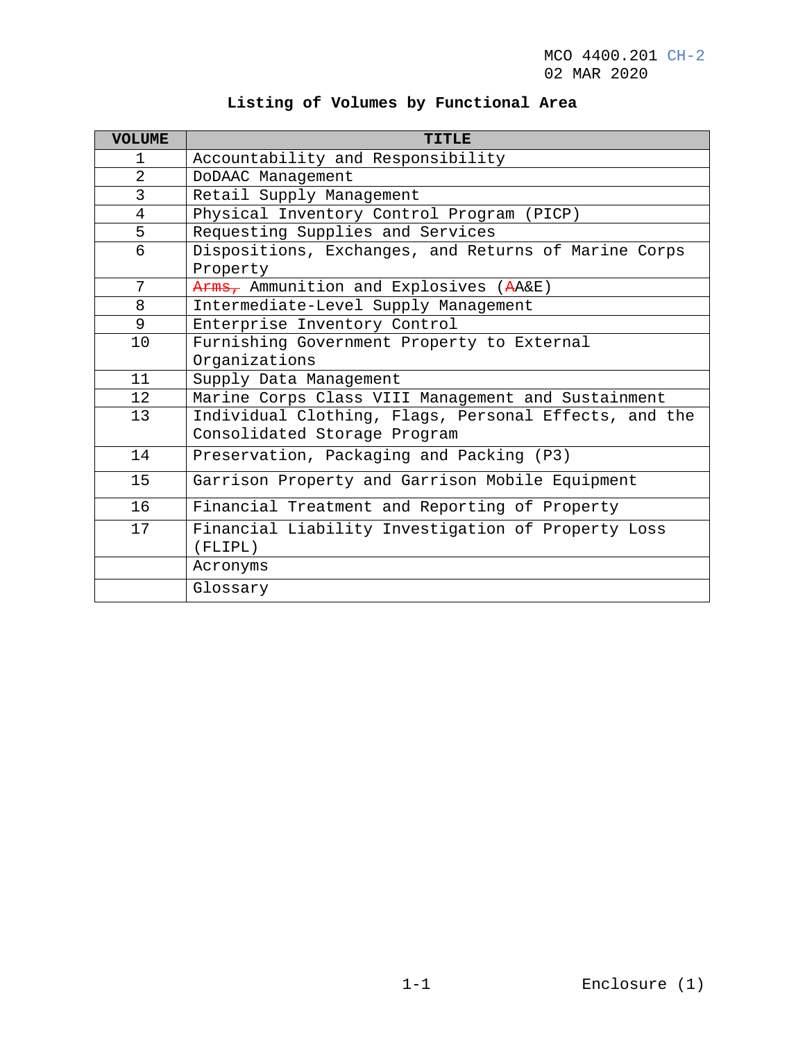## Listing of Volumes by Functional Area

| VOLUME | TITLE |
|---|---|
| 1 | Accountability and Responsibility |
| 2 | DoDAAC Management |
| 3 | Retail Supply Management |
| 4 | Physical Inventory Control Program (PICP) |
| 5 | Requesting Supplies and Services |
| 6 | Dispositions, Exchanges, and Returns of Marine Corps Property |
| 7 | ~~Arms,~~ Ammunition and Explosives (~~A~~A&E) |
| 8 | Intermediate-Level Supply Management |
| 9 | Enterprise Inventory Control |
| 10 | Furnishing Government Property to External Organizations |
| 11 | Supply Data Management |
| 12 | Marine Corps Class VIII Management and Sustainment |
| 13 | Individual Clothing, Flags, Personal Effects, and the Consolidated Storage Program |
| 14 | Preservation, Packaging and Packing (P3) |
| 15 | Garrison Property and Garrison Mobile Equipment |
| 16 | Financial Treatment and Reporting of Property |
| 17 | Financial Liability Investigation of Property Loss (FLIPL) |
| | Acronyms |
| | Glossary |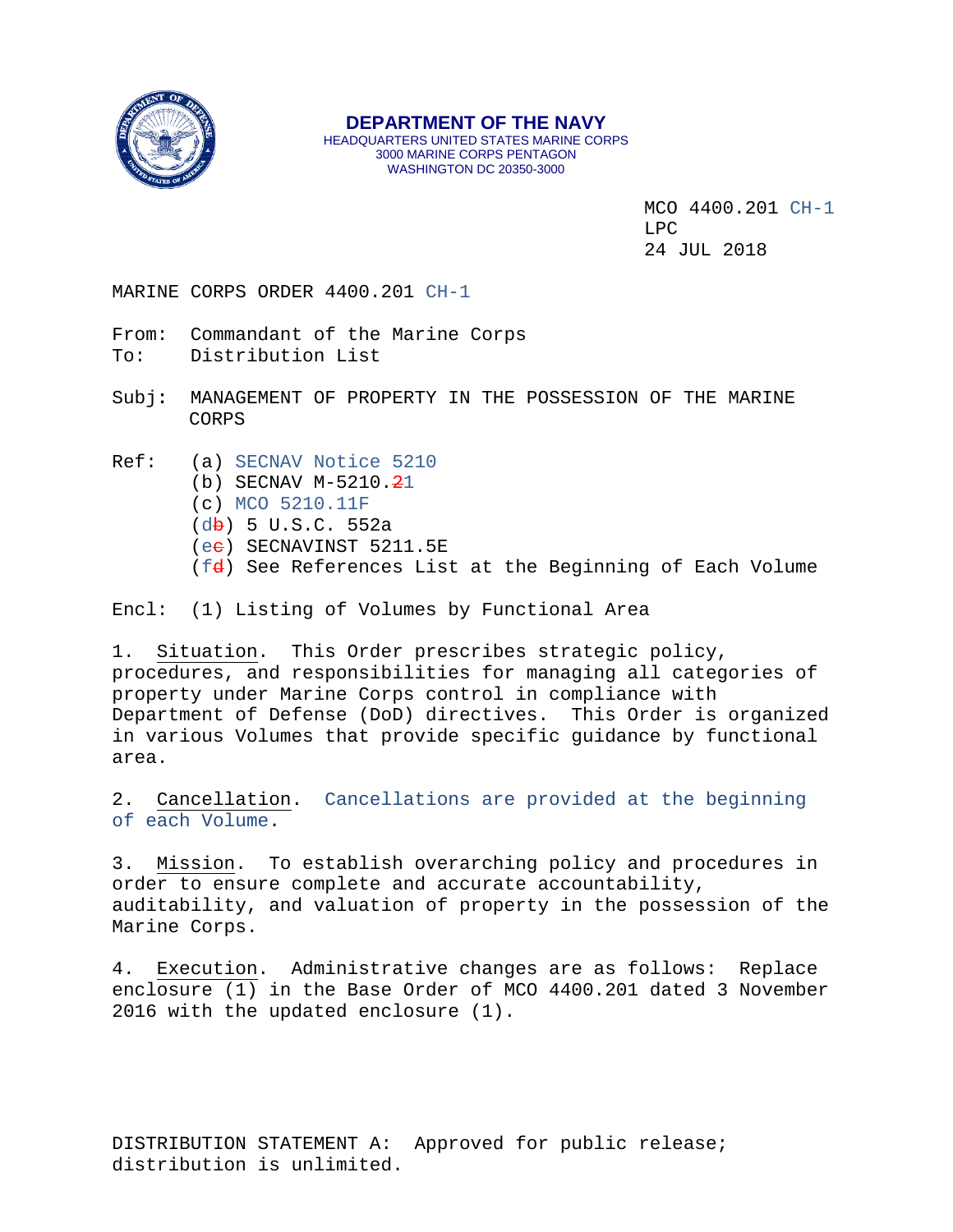**DEPARTMENT OF THE NAVY**
HEADQUARTERS UNITED STATES MARINE CORPS
3000 MARINE CORPS PENTAGON
WASHINGTON DC 20350-3000

MCO 4400.201 CH-1
LPC
24 JUL 2018

MARINE CORPS ORDER 4400.201 CH-1

From: Commandant of the Marine Corps
To: Distribution List

Subj: MANAGEMENT OF PROPERTY IN THE POSSESSION OF THE MARINE CORPS

Ref: (a) SECNAV Notice 5210
(b) SECNAV M-5210.~~2~~1
(c) MCO 5210.11F
(d~~b~~) 5 U.S.C. 552a
(e~~c~~) SECNAVINST 5211.5E
(f~~d~~) See References List at the Beginning of Each Volume

Encl: (1) Listing of Volumes by Functional Area

1. Situation. This Order prescribes strategic policy, procedures, and responsibilities for managing all categories of property under Marine Corps control in compliance with Department of Defense (DoD) directives. This Order is organized in various Volumes that provide specific guidance by functional area.

2. Cancellation. Cancellations are provided at the beginning of each Volume.

3. Mission. To establish overarching policy and procedures in order to ensure complete and accurate accountability, auditability, and valuation of property in the possession of the Marine Corps.

4. Execution. Administrative changes are as follows: Replace enclosure (1) in the Base Order of MCO 4400.201 dated 3 November 2016 with the updated enclosure (1).

DISTRIBUTION STATEMENT A: Approved for public release; distribution is unlimited.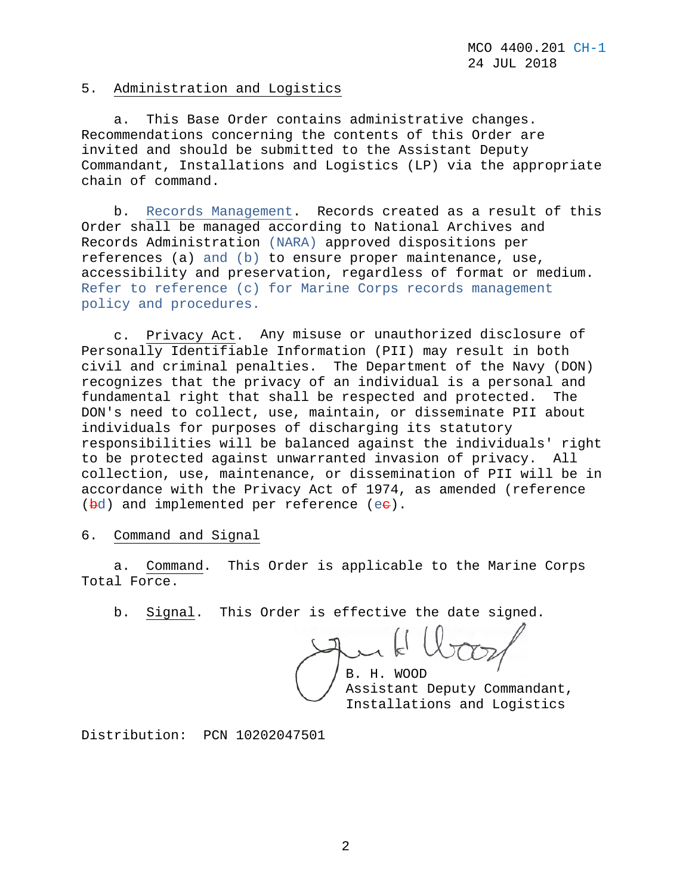5. Administration and Logistics

a. This Base Order contains administrative changes. Recommendations concerning the contents of this Order are invited and should be submitted to the Assistant Deputy Commandant, Installations and Logistics (LP) via the appropriate chain of command.

b. Records Management. Records created as a result of this Order shall be managed according to National Archives and Records Administration (NARA) approved dispositions per references (a) and (b) to ensure proper maintenance, use, accessibility and preservation, regardless of format or medium. Refer to reference (c) for Marine Corps records management policy and procedures.

c. Privacy Act. Any misuse or unauthorized disclosure of Personally Identifiable Information (PII) may result in both civil and criminal penalties. The Department of the Navy (DON) recognizes that the privacy of an individual is a personal and fundamental right that shall be respected and protected. The DON's need to collect, use, maintain, or disseminate PII about individuals for purposes of discharging its statutory responsibilities will be balanced against the individuals' right to be protected against unwarranted invasion of privacy. All collection, use, maintenance, or dissemination of PII will be in accordance with the Privacy Act of 1974, as amended (reference (~~b~~d) and implemented per reference (e~~c~~).

6. Command and Signal

a. Command. This Order is applicable to the Marine Corps Total Force.

b. Signal. This Order is effective the date signed.

B. H. WOOD
Assistant Deputy Commandant,
Installations and Logistics

Distribution: PCN 10202047501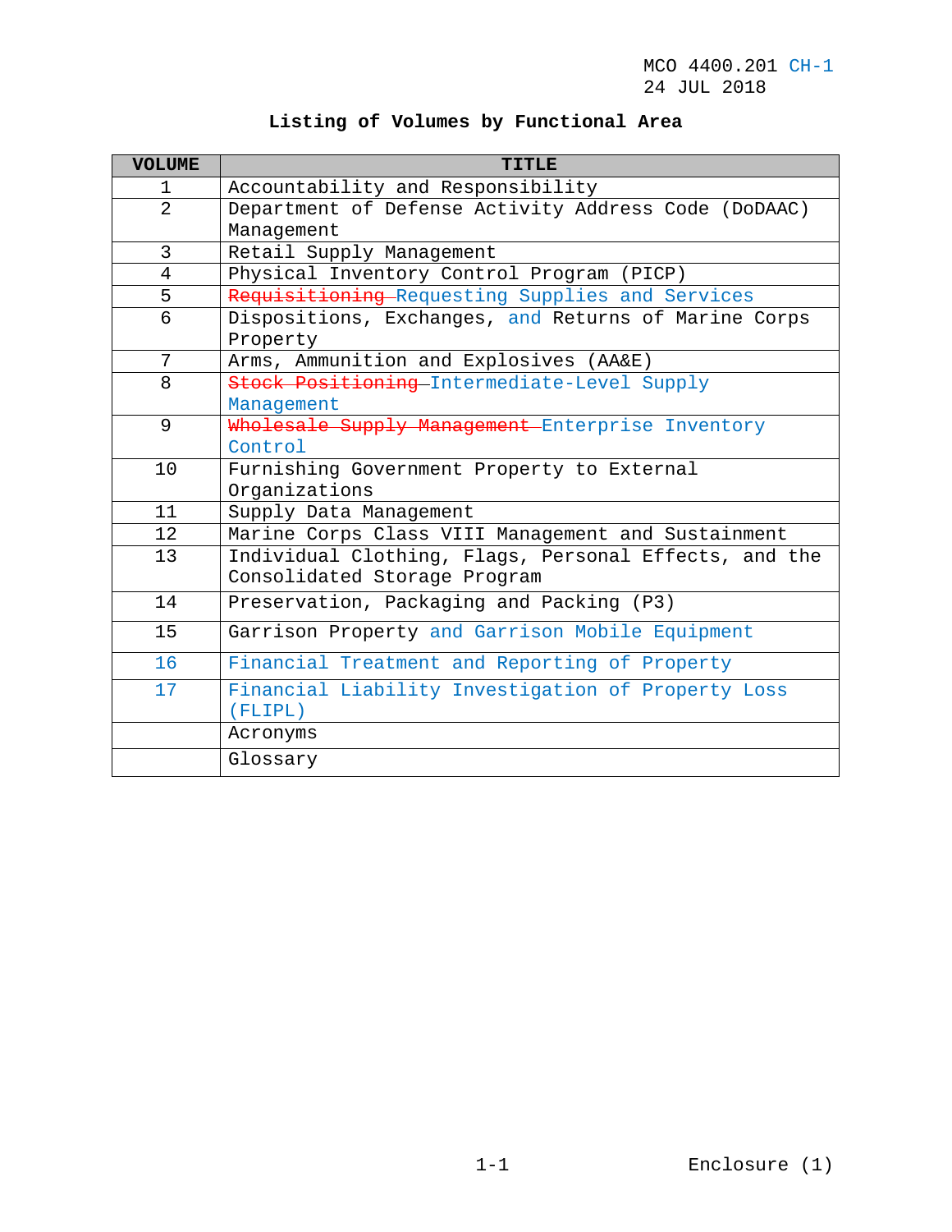**Listing of Volumes by Functional Area**

| VOLUME | TITLE |
|---|---|
| 1 | Accountability and Responsibility |
| 2 | Department of Defense Activity Address Code (DoDAAC) Management |
| 3 | Retail Supply Management |
| 4 | Physical Inventory Control Program (PICP) |
| 5 | ~~Requisitioning~~ Requesting Supplies and Services |
| 6 | Dispositions, Exchanges, and Returns of Marine Corps Property |
| 7 | Arms, Ammunition and Explosives (AA&E) |
| 8 | ~~Stock Positioning~~ Intermediate-Level Supply Management |
| 9 | ~~Wholesale Supply Management~~ Enterprise Inventory Control |
| 10 | Furnishing Government Property to External Organizations |
| 11 | Supply Data Management |
| 12 | Marine Corps Class VIII Management and Sustainment |
| 13 | Individual Clothing, Flags, Personal Effects, and the Consolidated Storage Program |
| 14 | Preservation, Packaging and Packing (P3) |
| 15 | Garrison Property and Garrison Mobile Equipment |
| 16 | Financial Treatment and Reporting of Property |
| 17 | Financial Liability Investigation of Property Loss (FLIPL) |
| | Acronyms |
| | Glossary |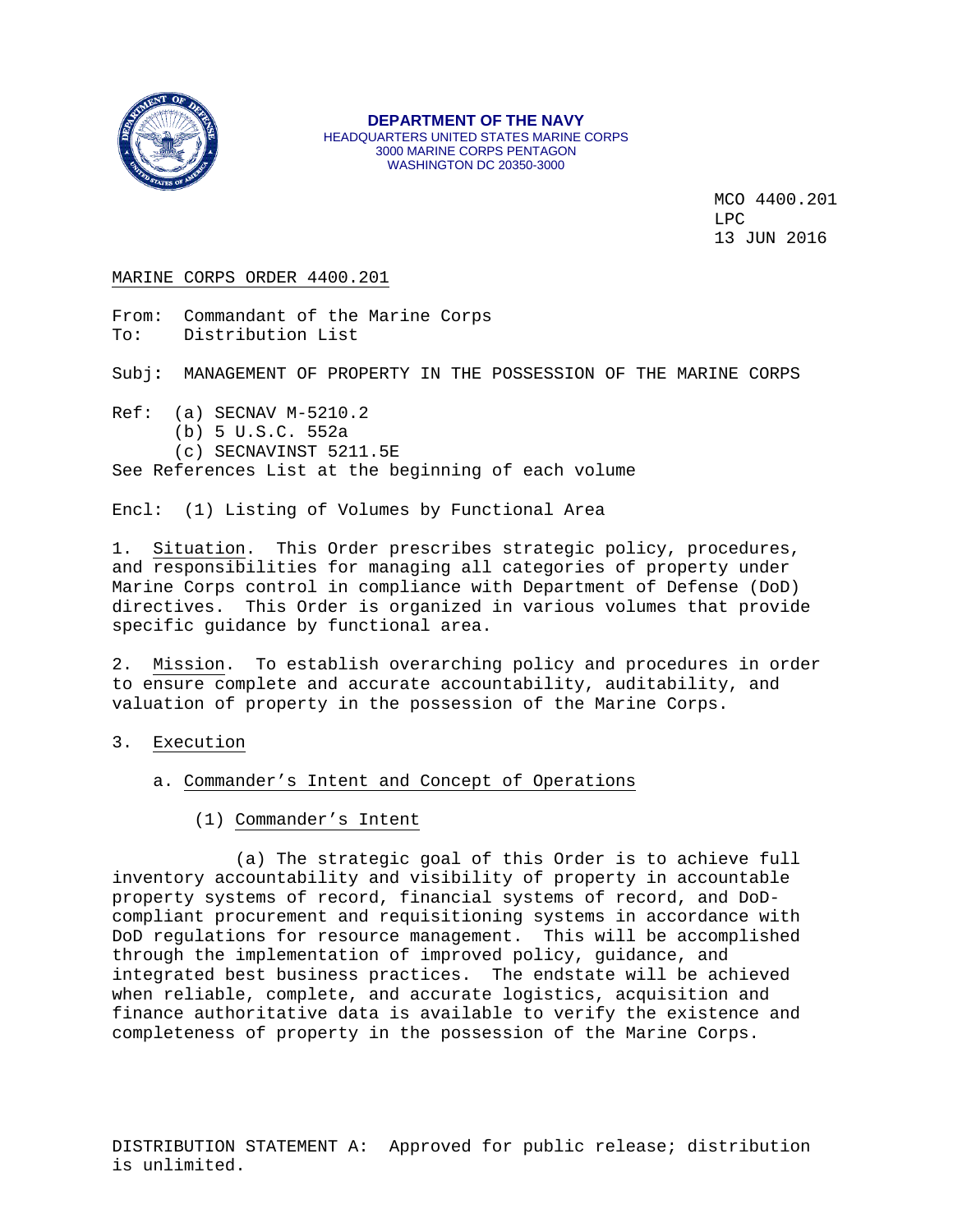**DEPARTMENT OF THE NAVY**
HEADQUARTERS UNITED STATES MARINE CORPS
3000 MARINE CORPS PENTAGON
WASHINGTON DC 20350-3000

MCO 4400.201
LPC
13 JUN 2016

MARINE CORPS ORDER 4400.201

From: Commandant of the Marine Corps
To: Distribution List

Subj: MANAGEMENT OF PROPERTY IN THE POSSESSION OF THE MARINE CORPS

Ref: (a) SECNAV M-5210.2
(b) 5 U.S.C. 552a
(c) SECNAVINST 5211.5E
See References List at the beginning of each volume

Encl: (1) Listing of Volumes by Functional Area

1. Situation. This Order prescribes strategic policy, procedures, and responsibilities for managing all categories of property under Marine Corps control in compliance with Department of Defense (DoD) directives. This Order is organized in various volumes that provide specific guidance by functional area.

2. Mission. To establish overarching policy and procedures in order to ensure complete and accurate accountability, auditability, and valuation of property in the possession of the Marine Corps.

3. Execution

a. Commander's Intent and Concept of Operations

(1) Commander's Intent

(a) The strategic goal of this Order is to achieve full inventory accountability and visibility of property in accountable property systems of record, financial systems of record, and DoD-compliant procurement and requisitioning systems in accordance with DoD regulations for resource management. This will be accomplished through the implementation of improved policy, guidance, and integrated best business practices. The endstate will be achieved when reliable, complete, and accurate logistics, acquisition and finance authoritative data is available to verify the existence and completeness of property in the possession of the Marine Corps.

DISTRIBUTION STATEMENT A: Approved for public release; distribution is unlimited.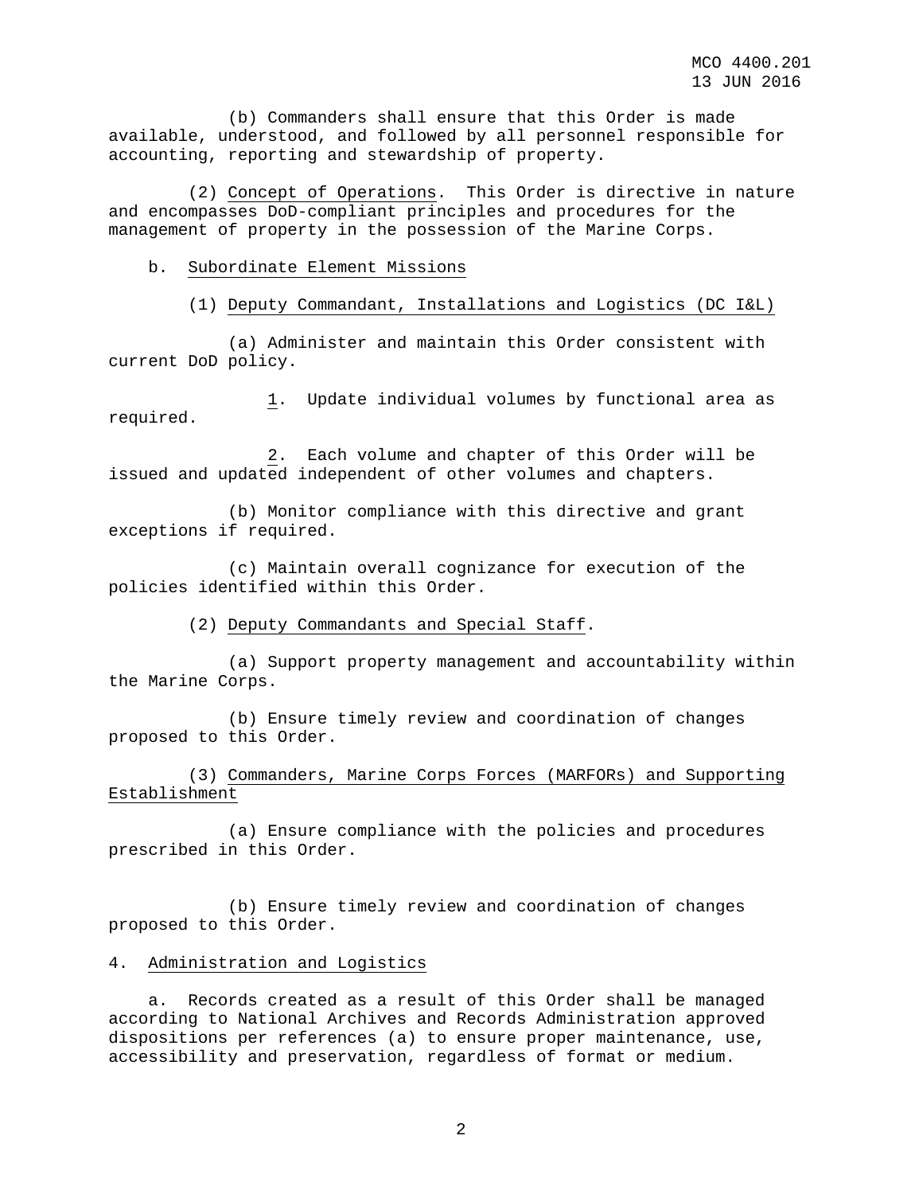(b) Commanders shall ensure that this Order is made available, understood, and followed by all personnel responsible for accounting, reporting and stewardship of property.

(2) Concept of Operations. This Order is directive in nature and encompasses DoD-compliant principles and procedures for the management of property in the possession of the Marine Corps.

b. Subordinate Element Missions

(1) Deputy Commandant, Installations and Logistics (DC I&L)

(a) Administer and maintain this Order consistent with current DoD policy.

1. Update individual volumes by functional area as required.

2. Each volume and chapter of this Order will be issued and updated independent of other volumes and chapters.

(b) Monitor compliance with this directive and grant exceptions if required.

(c) Maintain overall cognizance for execution of the policies identified within this Order.

(2) Deputy Commandants and Special Staff.

(a) Support property management and accountability within the Marine Corps.

(b) Ensure timely review and coordination of changes proposed to this Order.

(3) Commanders, Marine Corps Forces (MARFORs) and Supporting Establishment

(a) Ensure compliance with the policies and procedures prescribed in this Order.

(b) Ensure timely review and coordination of changes proposed to this Order.

4. Administration and Logistics

a. Records created as a result of this Order shall be managed according to National Archives and Records Administration approved dispositions per references (a) to ensure proper maintenance, use, accessibility and preservation, regardless of format or medium.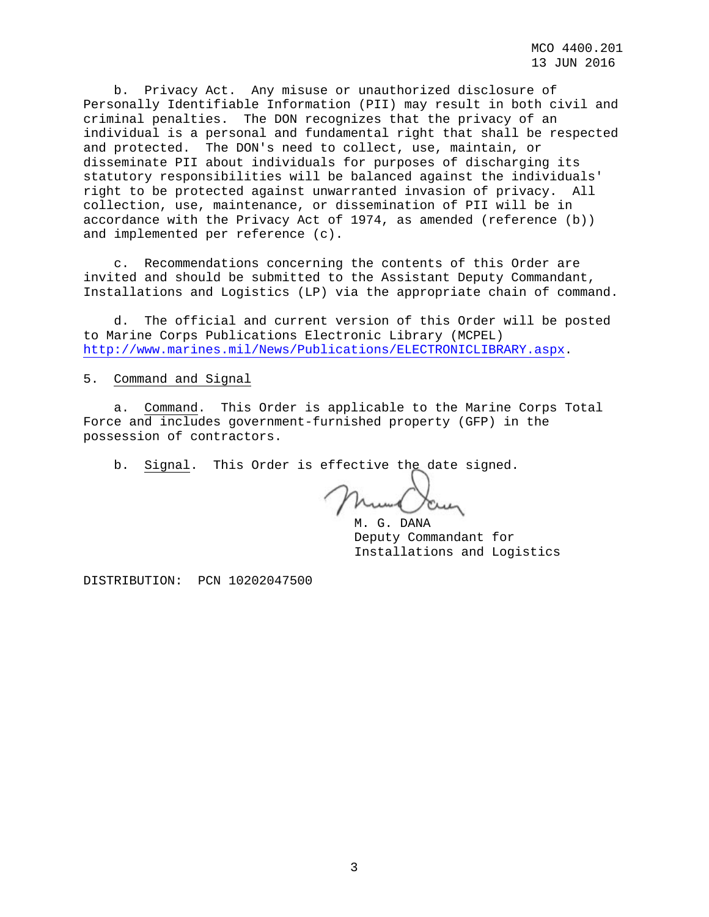b. Privacy Act. Any misuse or unauthorized disclosure of Personally Identifiable Information (PII) may result in both civil and criminal penalties. The DON recognizes that the privacy of an individual is a personal and fundamental right that shall be respected and protected. The DON's need to collect, use, maintain, or disseminate PII about individuals for purposes of discharging its statutory responsibilities will be balanced against the individuals' right to be protected against unwarranted invasion of privacy. All collection, use, maintenance, or dissemination of PII will be in accordance with the Privacy Act of 1974, as amended (reference (b)) and implemented per reference (c).

c. Recommendations concerning the contents of this Order are invited and should be submitted to the Assistant Deputy Commandant, Installations and Logistics (LP) via the appropriate chain of command.

d. The official and current version of this Order will be posted to Marine Corps Publications Electronic Library (MCPEL) http://www.marines.mil/News/Publications/ELECTRONICLIBRARY.aspx.

5. Command and Signal

a. Command. This Order is applicable to the Marine Corps Total Force and includes government-furnished property (GFP) in the possession of contractors.

b. Signal. This Order is effective the date signed.

M. G. DANA
Deputy Commandant for
Installations and Logistics

DISTRIBUTION: PCN 10202047500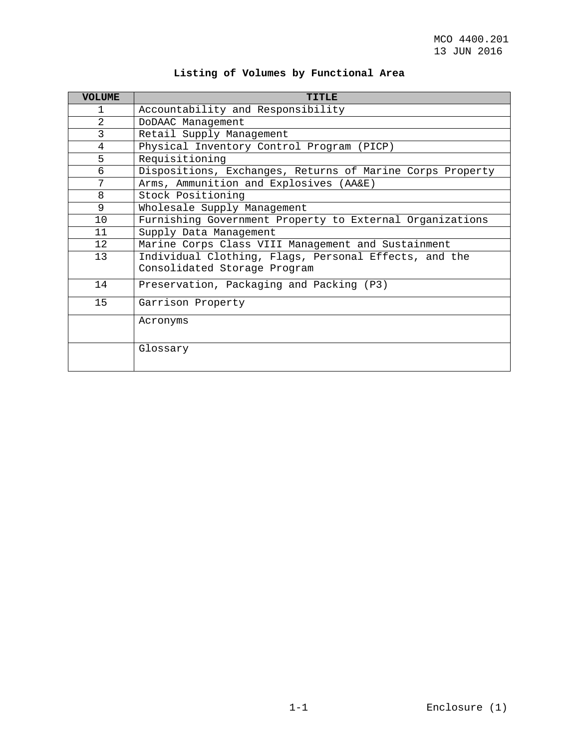**Listing of Volumes by Functional Area**

| VOLUME | TITLE |
|---|---|
| 1 | Accountability and Responsibility |
| 2 | DoDAAC Management |
| 3 | Retail Supply Management |
| 4 | Physical Inventory Control Program (PICP) |
| 5 | Requisitioning |
| 6 | Dispositions, Exchanges, Returns of Marine Corps Property |
| 7 | Arms, Ammunition and Explosives (AA&E) |
| 8 | Stock Positioning |
| 9 | Wholesale Supply Management |
| 10 | Furnishing Government Property to External Organizations |
| 11 | Supply Data Management |
| 12 | Marine Corps Class VIII Management and Sustainment |
| 13 | Individual Clothing, Flags, Personal Effects, and the Consolidated Storage Program |
| 14 | Preservation, Packaging and Packing (P3) |
| 15 | Garrison Property |
| | Acronyms |
| | Glossary |